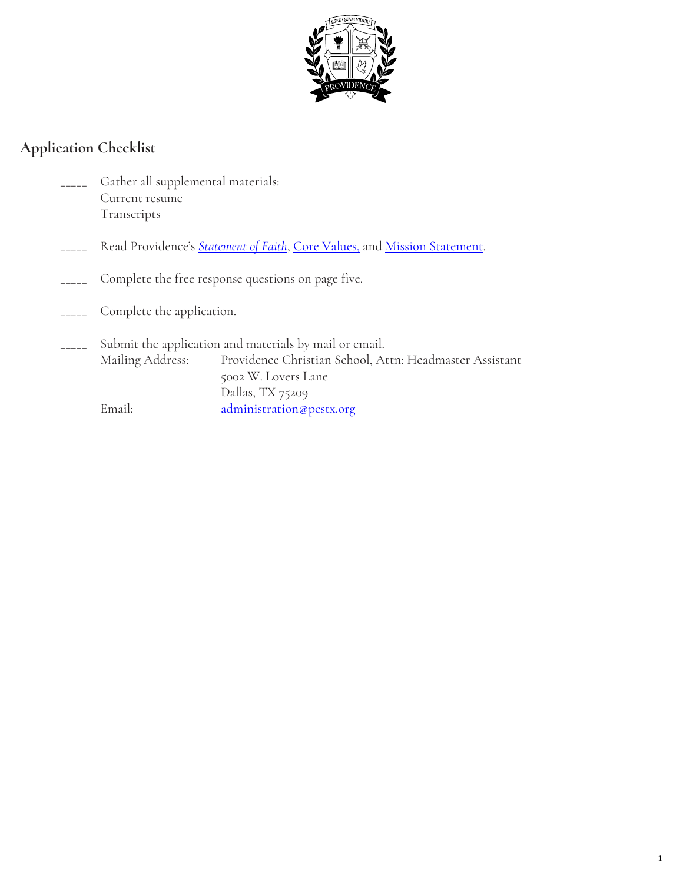## Application Checklist

_____ Gather all supplemental materials:
Current resume
Transcripts

_____ Read Providence's [*Statement of Faith*](), [Core Values,]() and [Mission Statement]().

_____ Complete the free response questions on page five.

_____ Complete the application.

_____ Submit the application and materials by mail or email.

Mailing Address: Providence Christian School, Attn: Headmaster Assistant
5002 W. Lovers Lane
Dallas, TX 75209

Email: administration@pcstx.org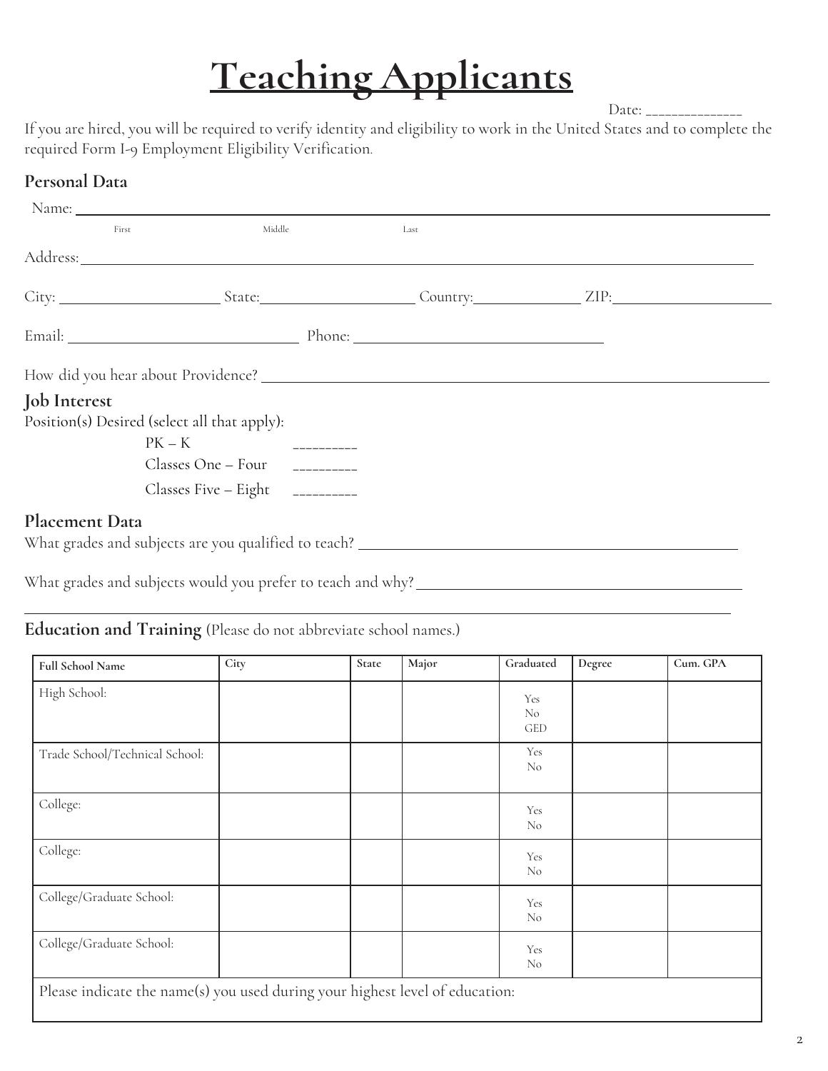# Teaching Applicants

Date: ______________

If you are hired, you will be required to verify identity and eligibility to work in the United States and to complete the required Form I-9 Employment Eligibility Verification.

## Personal Data

Name: ________________________________________________
First                    Middle                    Last

Address: ________________________________________________

City: ____________________ State: ____________________ Country: ______________ ZIP: ____________________

Email: ______________________________ Phone: ________________________________

How did you hear about Providence? ________________________________________________

## Job Interest

Position(s) Desired (select all that apply):

- PK – K __________
- Classes One – Four __________
- Classes Five – Eight __________

## Placement Data

What grades and subjects are you qualified to teach? ________________________________________________

What grades and subjects would you prefer to teach and why? ________________________________________________

________________________________________________________________________________

## Education and Training (Please do not abbreviate school names.)

| Full School Name | City | State | Major | Graduated | Degree | Cum. GPA |
|---|---|---|---|---|---|---|
| High School: | | | | Yes No GED | | |
| Trade School/Technical School: | | | | Yes No | | |
| College: | | | | Yes No | | |
| College: | | | | Yes No | | |
| College/Graduate School: | | | | Yes No | | |
| College/Graduate School: | | | | Yes No | | |
| Please indicate the name(s) you used during your highest level of education: | | | | | | |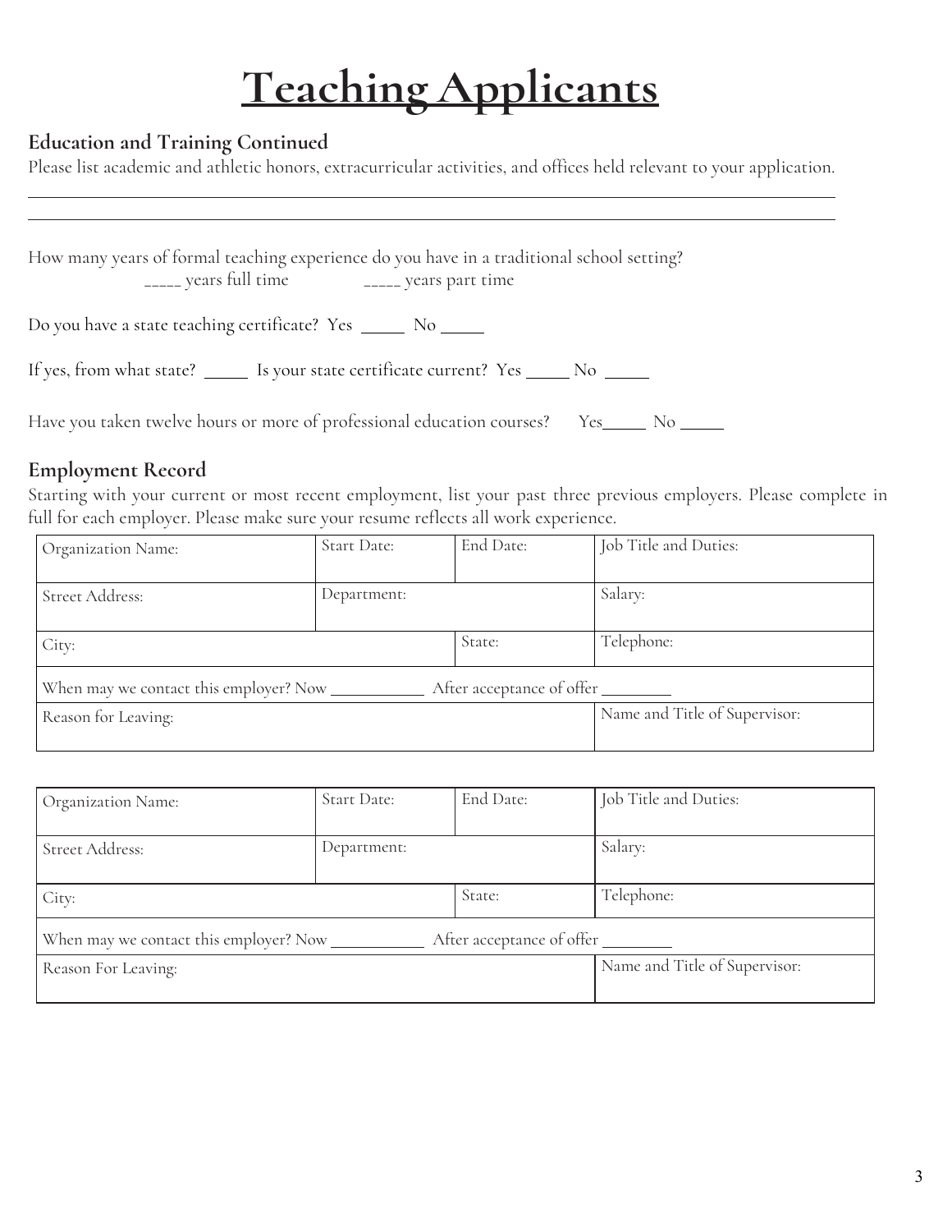# Teaching Applicants

### Education and Training Continued

Please list academic and athletic honors, extracurricular activities, and offices held relevant to your application.

______________________________________________________________________________________

______________________________________________________________________________________

How many years of formal teaching experience do you have in a traditional school setting?

_____ years full time _____ years part time

Do you have a state teaching certificate? Yes _____ No _____

If yes, from what state? _____ Is your state certificate current? Yes _____ No _____

Have you taken twelve hours or more of professional education courses? Yes_____ No _____

### Employment Record

Starting with your current or most recent employment, list your past three previous employers. Please complete in full for each employer. Please make sure your resume reflects all work experience.

| Organization Name: | Start Date: | End Date: | Job Title and Duties: |
|---|---|---|---|
| Street Address: | Department: | | Salary: |
| City: | | State: | Telephone: |
| When may we contact this employer? Now __________ After acceptance of offer ________ | | | |
| Reason for Leaving: | | | Name and Title of Supervisor: |

| Organization Name: | Start Date: | End Date: | Job Title and Duties: |
|---|---|---|---|
| Street Address: | Department: | | Salary: |
| City: | | State: | Telephone: |
| When may we contact this employer? Now __________ After acceptance of offer ________ | | | |
| Reason For Leaving: | | | Name and Title of Supervisor: |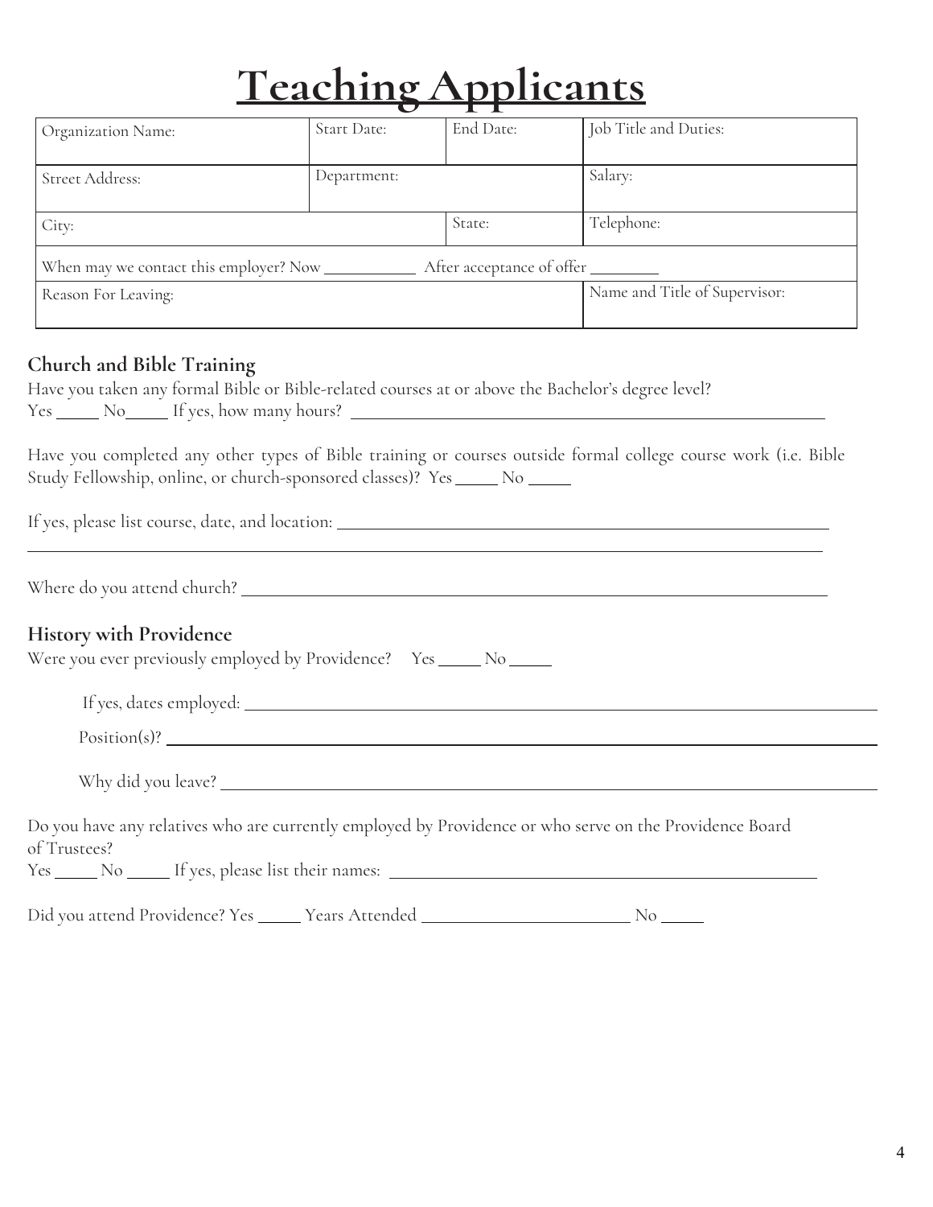# Teaching Applicants

| Organization Name: | Start Date: | End Date: | Job Title and Duties: |
|---|---|---|---|
| Street Address: | Department: | | Salary: |
| City: | | State: | Telephone: |
| When may we contact this employer? Now ________ After acceptance of offer ________ | | | |
| Reason For Leaving: | | | Name and Title of Supervisor: |

## Church and Bible Training

Have you taken any formal Bible or Bible-related courses at or above the Bachelor's degree level?
Yes _____ No_____ If yes, how many hours? ______________________________

Have you completed any other types of Bible training or courses outside formal college course work (i.e. Bible Study Fellowship, online, or church-sponsored classes)? Yes _____ No _____

If yes, please list course, date, and location: ______________________________

______________________________

Where do you attend church? ______________________________

## History with Providence

Were you ever previously employed by Providence? Yes _____ No _____

If yes, dates employed: ______________________________

Position(s)? ______________________________

Why did you leave? ______________________________

Do you have any relatives who are currently employed by Providence or who serve on the Providence Board of Trustees?
Yes _____ No _____ If yes, please list their names: ______________________________

Did you attend Providence? Yes _____ Years Attended ______________ No _____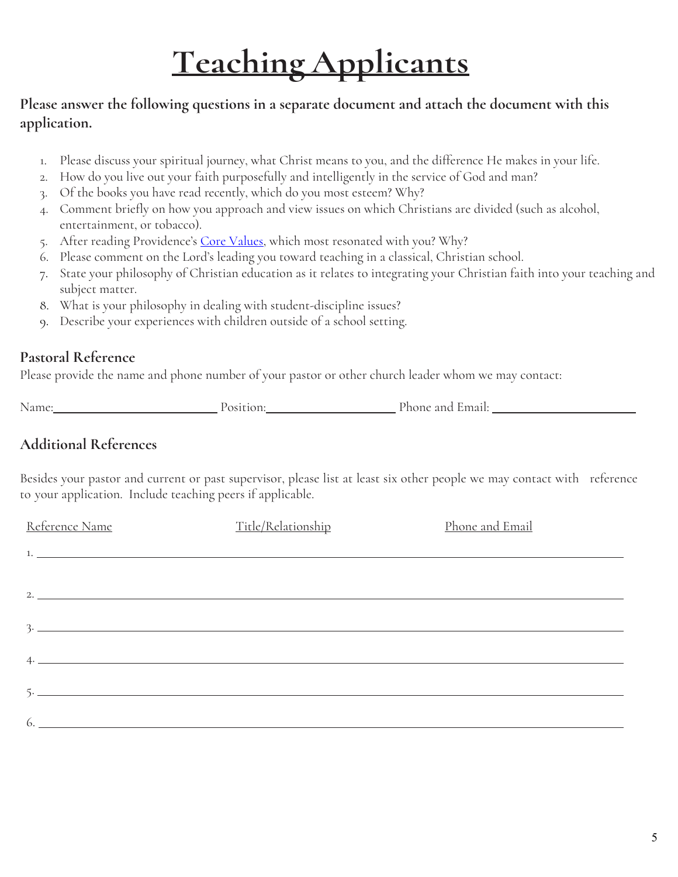# Teaching Applicants

**Please answer the following questions in a separate document and attach the document with this application.**

1. Please discuss your spiritual journey, what Christ means to you, and the difference He makes in your life.
2. How do you live out your faith purposefully and intelligently in the service of God and man?
3. Of the books you have read recently, which do you most esteem? Why?
4. Comment briefly on how you approach and view issues on which Christians are divided (such as alcohol, entertainment, or tobacco).
5. After reading Providence's Core Values, which most resonated with you? Why?
6. Please comment on the Lord's leading you toward teaching in a classical, Christian school.
7. State your philosophy of Christian education as it relates to integrating your Christian faith into your teaching and subject matter.
8. What is your philosophy in dealing with student-discipline issues?
9. Describe your experiences with children outside of a school setting.

## Pastoral Reference

Please provide the name and phone number of your pastor or other church leader whom we may contact:

Name:\_\_\_\_\_\_\_\_\_\_\_\_\_\_\_\_\_\_ Position:\_\_\_\_\_\_\_\_\_\_\_\_\_\_\_\_\_\_ Phone and Email: \_\_\_\_\_\_\_\_\_\_\_\_\_\_\_\_\_\_

## Additional References

Besides your pastor and current or past supervisor, please list at least six other people we may contact with reference to your application. Include teaching peers if applicable.

| Reference Name | Title/Relationship | Phone and Email |
|---|---|---|
| 1. | | |
| 2. | | |
| 3. | | |
| 4. | | |
| 5. | | |
| 6. | | |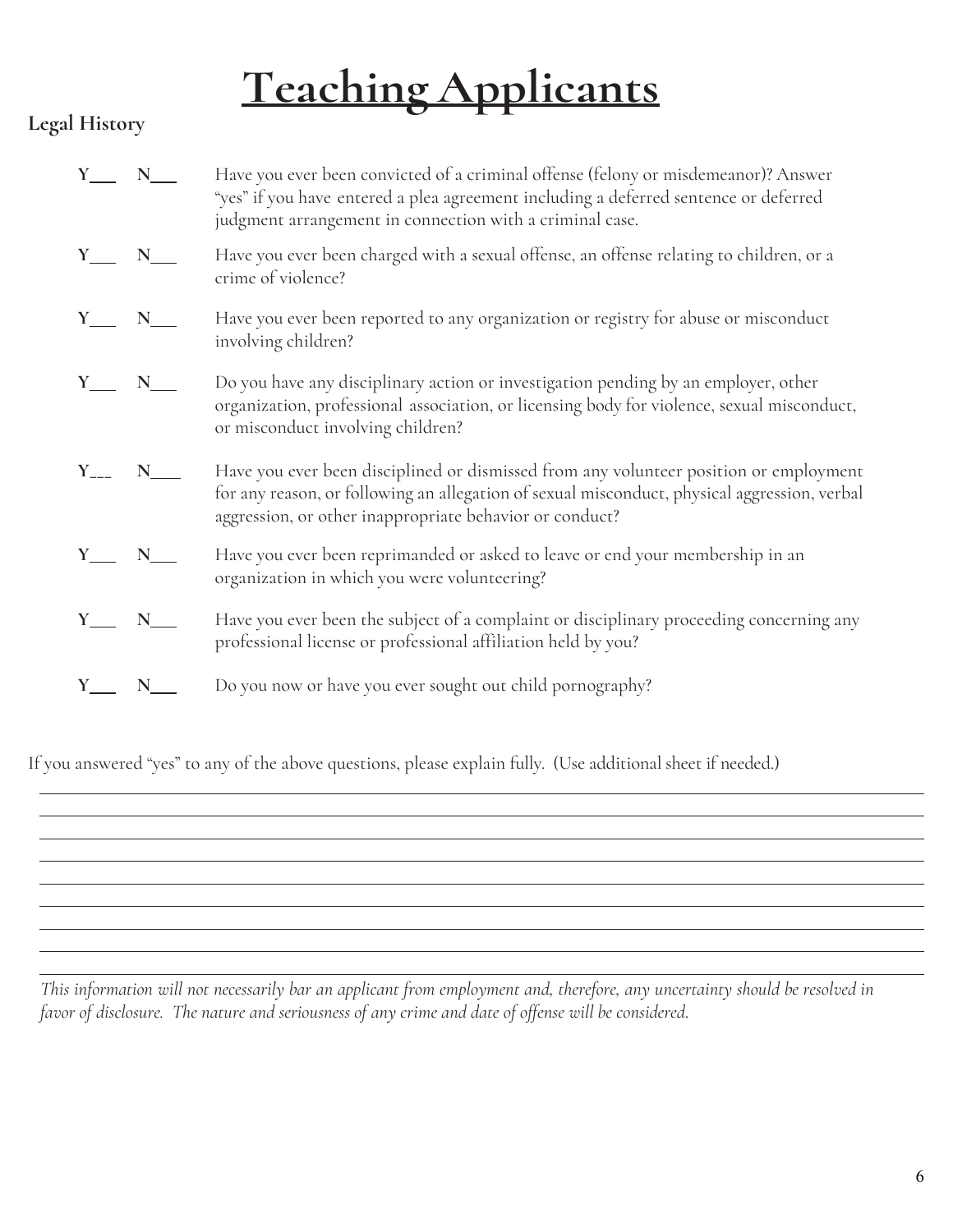# Teaching Applicants

**Legal History**

**Y___ N___** Have you ever been convicted of a criminal offense (felony or misdemeanor)? Answer "yes" if you have entered a plea agreement including a deferred sentence or deferred judgment arrangement in connection with a criminal case.

**Y___ N___** Have you ever been charged with a sexual offense, an offense relating to children, or a crime of violence?

**Y___ N___** Have you ever been reported to any organization or registry for abuse or misconduct involving children?

**Y___ N___** Do you have any disciplinary action or investigation pending by an employer, other organization, professional association, or licensing body for violence, sexual misconduct, or misconduct involving children?

**Y___ N___** Have you ever been disciplined or dismissed from any volunteer position or employment for any reason, or following an allegation of sexual misconduct, physical aggression, verbal aggression, or other inappropriate behavior or conduct?

**Y___ N___** Have you ever been reprimanded or asked to leave or end your membership in an organization in which you were volunteering?

**Y___ N___** Have you ever been the subject of a complaint or disciplinary proceeding concerning any professional license or professional affiliation held by you?

**Y___ N___** Do you now or have you ever sought out child pornography?

If you answered "yes" to any of the above questions, please explain fully. (Use additional sheet if needed.)

______________________________________________________________________________

______________________________________________________________________________

______________________________________________________________________________

______________________________________________________________________________

______________________________________________________________________________

______________________________________________________________________________

______________________________________________________________________________

______________________________________________________________________________

*This information will not necessarily bar an applicant from employment and, therefore, any uncertainty should be resolved in favor of disclosure. The nature and seriousness of any crime and date of offense will be considered.*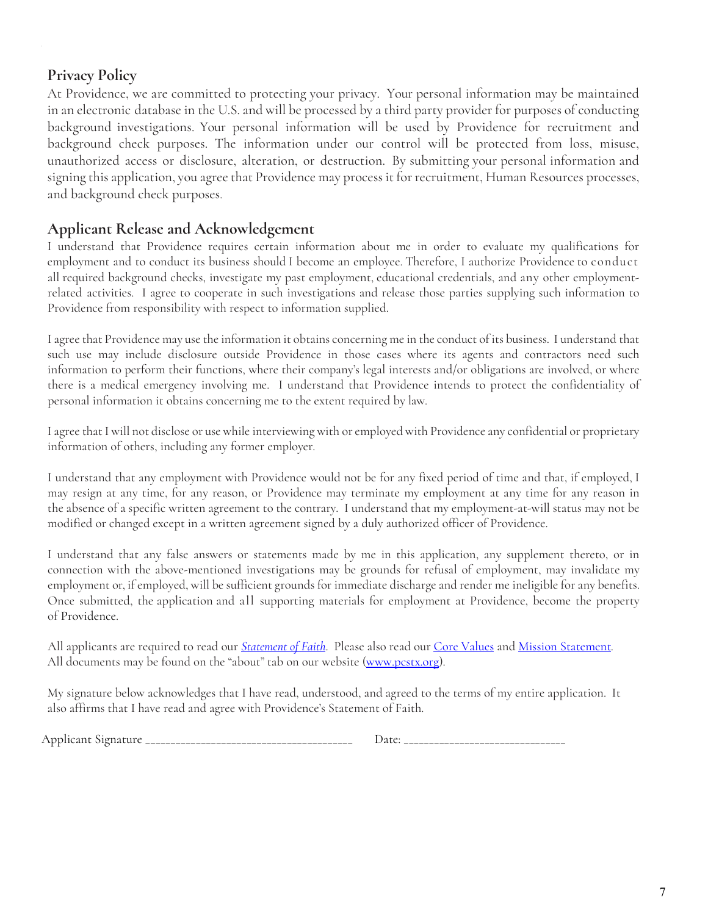## Privacy Policy

At Providence, we are committed to protecting your privacy. Your personal information may be maintained in an electronic database in the U.S. and will be processed by a third party provider for purposes of conducting background investigations. Your personal information will be used by Providence for recruitment and background check purposes. The information under our control will be protected from loss, misuse, unauthorized access or disclosure, alteration, or destruction. By submitting your personal information and signing this application, you agree that Providence may process it for recruitment, Human Resources processes, and background check purposes.

## Applicant Release and Acknowledgement

I understand that Providence requires certain information about me in order to evaluate my qualifications for employment and to conduct its business should I become an employee. Therefore, I authorize Providence to conduct all required background checks, investigate my past employment, educational credentials, and any other employment-related activities. I agree to cooperate in such investigations and release those parties supplying such information to Providence from responsibility with respect to information supplied.

I agree that Providence may use the information it obtains concerning me in the conduct of its business. I understand that such use may include disclosure outside Providence in those cases where its agents and contractors need such information to perform their functions, where their company's legal interests and/or obligations are involved, or where there is a medical emergency involving me. I understand that Providence intends to protect the confidentiality of personal information it obtains concerning me to the extent required by law.

I agree that I will not disclose or use while interviewing with or employed with Providence any confidential or proprietary information of others, including any former employer.

I understand that any employment with Providence would not be for any fixed period of time and that, if employed, I may resign at any time, for any reason, or Providence may terminate my employment at any time for any reason in the absence of a specific written agreement to the contrary. I understand that my employment-at-will status may not be modified or changed except in a written agreement signed by a duly authorized officer of Providence.

I understand that any false answers or statements made by me in this application, any supplement thereto, or in connection with the above-mentioned investigations may be grounds for refusal of employment, may invalidate my employment or, if employed, will be sufficient grounds for immediate discharge and render me ineligible for any benefits. Once submitted, the application and all supporting materials for employment at Providence, become the property of Providence.

All applicants are required to read our *Statement of Faith*. Please also read our Core Values and Mission Statement. All documents may be found on the "about" tab on our website (www.pcstx.org).

My signature below acknowledges that I have read, understood, and agreed to the terms of my entire application. It also affirms that I have read and agree with Providence's Statement of Faith.

Applicant Signature ______________________________________ Date: ______________________________